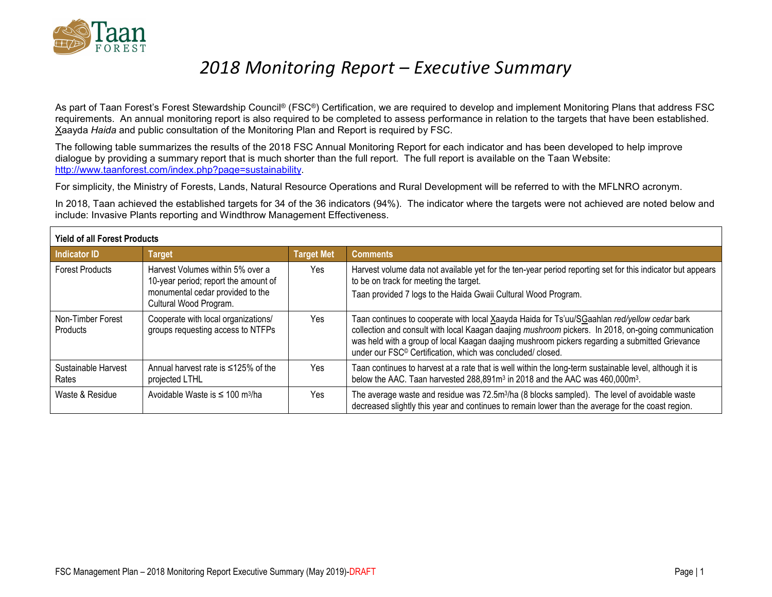# 2018 Monitoring Report – Executive Summary

As part of Taan Forest's Forest Stewardship Council® (FSC®) Certification, we are required to develop and implement Monitoring Plans that address FSC requirements. An annual monitoring report is also required to be completed to assess performance in relation to the targets that have been established. X̱aayda *Haida* and public consultation of the Monitoring Plan and Report is required by FSC.

The following table summarizes the results of the 2018 FSC Annual Monitoring Report for each indicator and has been developed to help improve dialogue by providing a summary report that is much shorter than the full report. The full report is available on the Taan Website: http://www.taanforest.com/index.php?page=sustainability.

For simplicity, the Ministry of Forests, Lands, Natural Resource Operations and Rural Development will be referred to with the MFLNRO acronym.

In 2018, Taan achieved the established targets for 34 of the 36 indicators (94%). The indicator where the targets were not achieved are noted below and include: Invasive Plants reporting and Windthrow Management Effectiveness.

**Yield of all Forest Products**

| Indicator ID | Target | Target Met | Comments |
|---|---|---|---|
| Forest Products | Harvest Volumes within 5% over a 10-year period; report the amount of monumental cedar provided to the Cultural Wood Program. | Yes | Harvest volume data not available yet for the ten-year period reporting set for this indicator but appears to be on track for meeting the target.<br>Taan provided 7 logs to the Haida Gwaii Cultural Wood Program. |
| Non-Timber Forest Products | Cooperate with local organizations/ groups requesting access to NTFPs | Yes | Taan continues to cooperate with local X̱aayda Haida for Ts'uu/SG̱aahlan *red/yellow cedar* bark collection and consult with local Kaagan daajing *mushroom* pickers. In 2018, on-going communication was held with a group of local Kaagan daajing mushroom pickers regarding a submitted Grievance under our FSC© Certification, which was concluded/ closed. |
| Sustainable Harvest Rates | Annual harvest rate is ≤125% of the projected LTHL | Yes | Taan continues to harvest at a rate that is well within the long-term sustainable level, although it is below the AAC. Taan harvested 288,891m$^3$ in 2018 and the AAC was 460,000m$^3$. |
| Waste & Residue | Avoidable Waste is ≤ 100 m$^3$/ha | Yes | The average waste and residue was 72.5m$^3$/ha (8 blocks sampled). The level of avoidable waste decreased slightly this year and continues to remain lower than the average for the coast region. |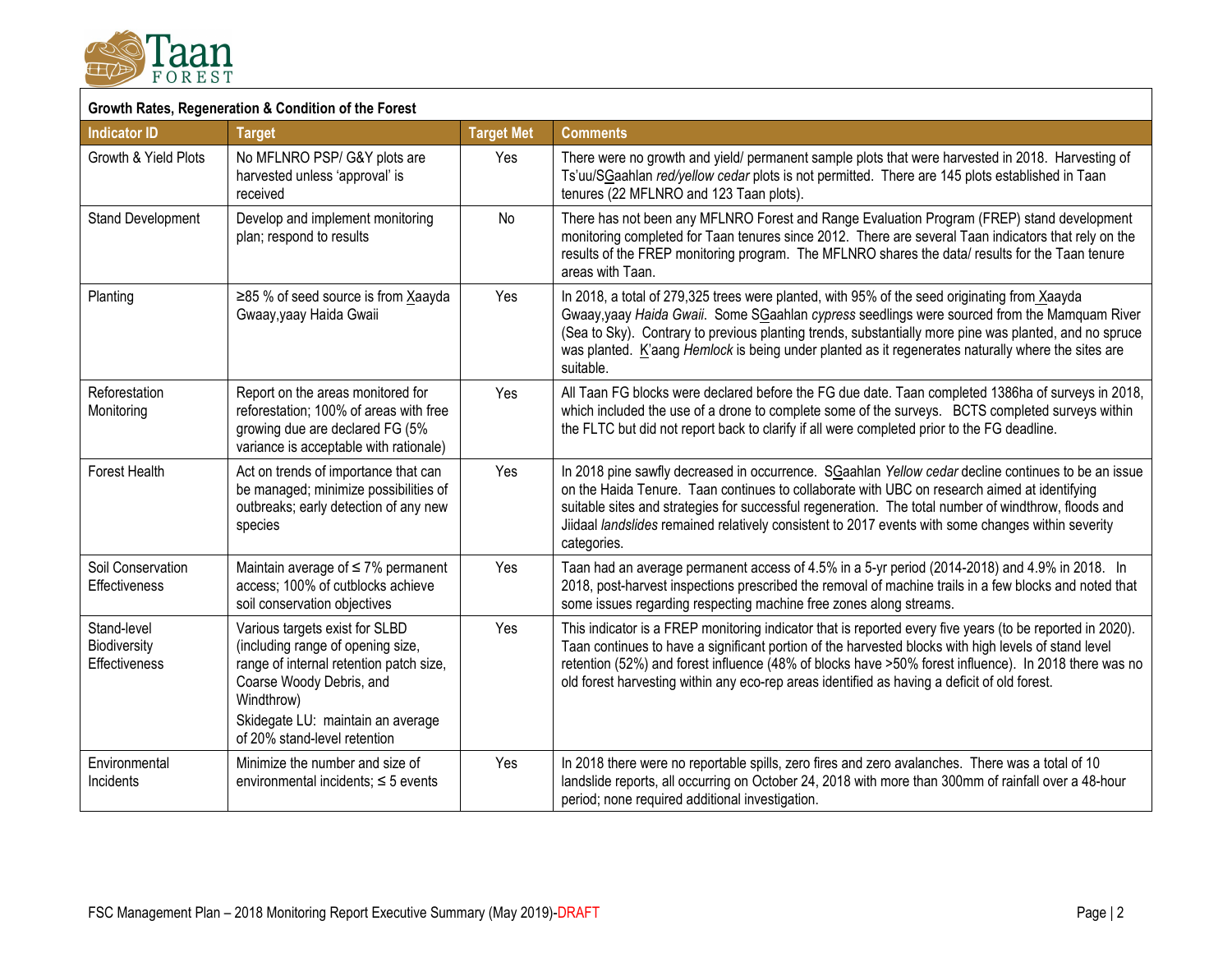**Growth Rates, Regeneration & Condition of the Forest**

| Indicator ID | Target | Target Met | Comments |
|---|---|---|---|
| Growth & Yield Plots | No MFLNRO PSP/ G&Y plots are harvested unless 'approval' is received | Yes | There were no growth and yield/ permanent sample plots that were harvested in 2018. Harvesting of Ts'uu/SGaahlan *red/yellow cedar* plots is not permitted. There are 145 plots established in Taan tenures (22 MFLNRO and 123 Taan plots). |
| Stand Development | Develop and implement monitoring plan; respond to results | No | There has not been any MFLNRO Forest and Range Evaluation Program (FREP) stand development monitoring completed for Taan tenures since 2012. There are several Taan indicators that rely on the results of the FREP monitoring program. The MFLNRO shares the data/ results for the Taan tenure areas with Taan. |
| Planting | ≥85 % of seed source is from Xaayda Gwaay,yaay Haida Gwaii | Yes | In 2018, a total of 279,325 trees were planted, with 95% of the seed originating from Xaayda Gwaay,yaay *Haida Gwaii*. Some SGaahlan *cypress* seedlings were sourced from the Mamquam River (Sea to Sky). Contrary to previous planting trends, substantially more pine was planted, and no spruce was planted. K'aang *Hemlock* is being under planted as it regenerates naturally where the sites are suitable. |
| Reforestation Monitoring | Report on the areas monitored for reforestation; 100% of areas with free growing due are declared FG (5% variance is acceptable with rationale) | Yes | All Taan FG blocks were declared before the FG due date. Taan completed 1386ha of surveys in 2018, which included the use of a drone to complete some of the surveys. BCTS completed surveys within the FLTC but did not report back to clarify if all were completed prior to the FG deadline. |
| Forest Health | Act on trends of importance that can be managed; minimize possibilities of outbreaks; early detection of any new species | Yes | In 2018 pine sawfly decreased in occurrence. SGaahlan *Yellow cedar* decline continues to be an issue on the Haida Tenure. Taan continues to collaborate with UBC on research aimed at identifying suitable sites and strategies for successful regeneration. The total number of windthrow, floods and Jiidaal *landslides* remained relatively consistent to 2017 events with some changes within severity categories. |
| Soil Conservation Effectiveness | Maintain average of ≤ 7% permanent access; 100% of cutblocks achieve soil conservation objectives | Yes | Taan had an average permanent access of 4.5% in a 5-yr period (2014-2018) and 4.9% in 2018. In 2018, post-harvest inspections prescribed the removal of machine trails in a few blocks and noted that some issues regarding respecting machine free zones along streams. |
| Stand-level Biodiversity Effectiveness | Various targets exist for SLBD (including range of opening size, range of internal retention patch size, Coarse Woody Debris, and Windthrow)<br>Skidegate LU: maintain an average of 20% stand-level retention | Yes | This indicator is a FREP monitoring indicator that is reported every five years (to be reported in 2020). Taan continues to have a significant portion of the harvested blocks with high levels of stand level retention (52%) and forest influence (48% of blocks have >50% forest influence). In 2018 there was no old forest harvesting within any eco-rep areas identified as having a deficit of old forest. |
| Environmental Incidents | Minimize the number and size of environmental incidents; ≤ 5 events | Yes | In 2018 there were no reportable spills, zero fires and zero avalanches. There was a total of 10 landslide reports, all occurring on October 24, 2018 with more than 300mm of rainfall over a 48-hour period; none required additional investigation. |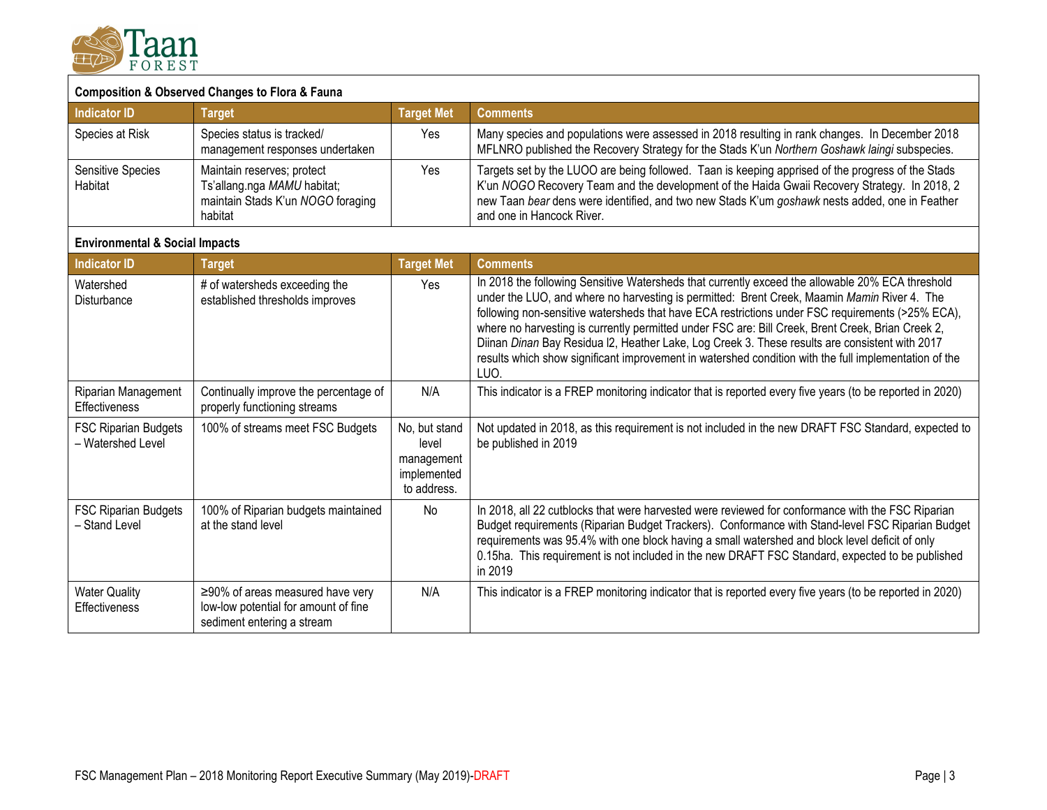| Composition & Observed Changes to Flora & Fauna | | | |
|---|---|---|---|
| **Indicator ID** | **Target** | **Target Met** | **Comments** |
| Species at Risk | Species status is tracked/ management responses undertaken | Yes | Many species and populations were assessed in 2018 resulting in rank changes. In December 2018 MFLNRO published the Recovery Strategy for the Stads K'un *Northern Goshawk laingi* subspecies. |
| Sensitive Species Habitat | Maintain reserves; protect Ts'allang.nga *MAMU* habitat; maintain Stads K'un *NOGO* foraging habitat | Yes | Targets set by the LUOO are being followed. Taan is keeping apprised of the progress of the Stads K'un *NOGO* Recovery Team and the development of the Haida Gwaii Recovery Strategy. In 2018, 2 new Taan *bear* dens were identified, and two new Stads K'um *goshawk* nests added, one in Feather and one in Hancock River. |

| Environmental & Social Impacts | | | |
|---|---|---|---|
| **Indicator ID** | **Target** | **Target Met** | **Comments** |
| Watershed Disturbance | # of watersheds exceeding the established thresholds improves | Yes | In 2018 the following Sensitive Watersheds that currently exceed the allowable 20% ECA threshold under the LUO, and where no harvesting is permitted: Brent Creek, Maamin *Mamin* River 4. The following non-sensitive watersheds that have ECA restrictions under FSC requirements (>25% ECA), where no harvesting is currently permitted under FSC are: Bill Creek, Brent Creek, Brian Creek 2, Diinan *Dinan* Bay Residua l2, Heather Lake, Log Creek 3. These results are consistent with 2017 results which show significant improvement in watershed condition with the full implementation of the LUO. |
| Riparian Management Effectiveness | Continually improve the percentage of properly functioning streams | N/A | This indicator is a FREP monitoring indicator that is reported every five years (to be reported in 2020) |
| FSC Riparian Budgets – Watershed Level | 100% of streams meet FSC Budgets | No, but stand level management implemented to address. | Not updated in 2018, as this requirement is not included in the new DRAFT FSC Standard, expected to be published in 2019 |
| FSC Riparian Budgets – Stand Level | 100% of Riparian budgets maintained at the stand level | No | In 2018, all 22 cutblocks that were harvested were reviewed for conformance with the FSC Riparian Budget requirements (Riparian Budget Trackers). Conformance with Stand-level FSC Riparian Budget requirements was 95.4% with one block having a small watershed and block level deficit of only 0.15ha. This requirement is not included in the new DRAFT FSC Standard, expected to be published in 2019 |
| Water Quality Effectiveness | ≥90% of areas measured have very low-low potential for amount of fine sediment entering a stream | N/A | This indicator is a FREP monitoring indicator that is reported every five years (to be reported in 2020) |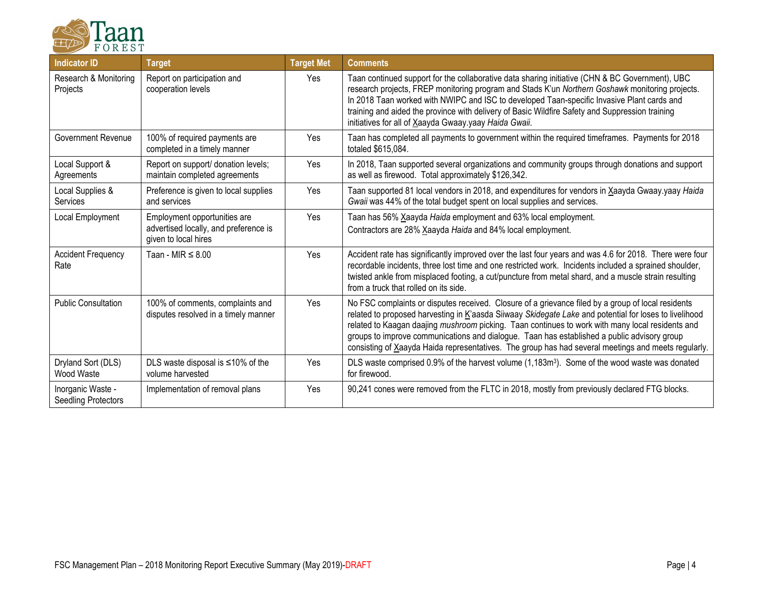| Indicator ID | Target | Target Met | Comments |
|---|---|---|---|
| Research & Monitoring Projects | Report on participation and cooperation levels | Yes | Taan continued support for the collaborative data sharing initiative (CHN & BC Government), UBC research projects, FREP monitoring program and Stads K'un *Northern Goshawk* monitoring projects. In 2018 Taan worked with NWIPC and ISC to developed Taan-specific Invasive Plant cards and training and aided the province with delivery of Basic Wildfire Safety and Suppression training initiatives for all of Xaayda Gwaay.yaay *Haida Gwaii*. |
| Government Revenue | 100% of required payments are completed in a timely manner | Yes | Taan has completed all payments to government within the required timeframes. Payments for 2018 totaled $615,084. |
| Local Support & Agreements | Report on support/ donation levels; maintain completed agreements | Yes | In 2018, Taan supported several organizations and community groups through donations and support as well as firewood. Total approximately $126,342. |
| Local Supplies & Services | Preference is given to local supplies and services | Yes | Taan supported 81 local vendors in 2018, and expenditures for vendors in Xaayda Gwaay.yaay *Haida Gwaii* was 44% of the total budget spent on local supplies and services. |
| Local Employment | Employment opportunities are advertised locally, and preference is given to local hires | Yes | Taan has 56% Xaayda *Haida* employment and 63% local employment.<br>Contractors are 28% Xaayda *Haida* and 84% local employment. |
| Accident Frequency Rate | Taan - MIR ≤ 8.00 | Yes | Accident rate has significantly improved over the last four years and was 4.6 for 2018. There were four recordable incidents, three lost time and one restricted work. Incidents included a sprained shoulder, twisted ankle from misplaced footing, a cut/puncture from metal shard, and a muscle strain resulting from a truck that rolled on its side. |
| Public Consultation | 100% of comments, complaints and disputes resolved in a timely manner | Yes | No FSC complaints or disputes received. Closure of a grievance filed by a group of local residents related to proposed harvesting in K'aasda Siiwaay *Skidegate Lake* and potential for loses to livelihood related to Kaagan daajing *mushroom* picking. Taan continues to work with many local residents and groups to improve communications and dialogue. Taan has established a public advisory group consisting of Xaayda Haida representatives. The group has had several meetings and meets regularly. |
| Dryland Sort (DLS) Wood Waste | DLS waste disposal is ≤10% of the volume harvested | Yes | DLS waste comprised 0.9% of the harvest volume (1,183m³). Some of the wood waste was donated for firewood. |
| Inorganic Waste - Seedling Protectors | Implementation of removal plans | Yes | 90,241 cones were removed from the FLTC in 2018, mostly from previously declared FTG blocks. |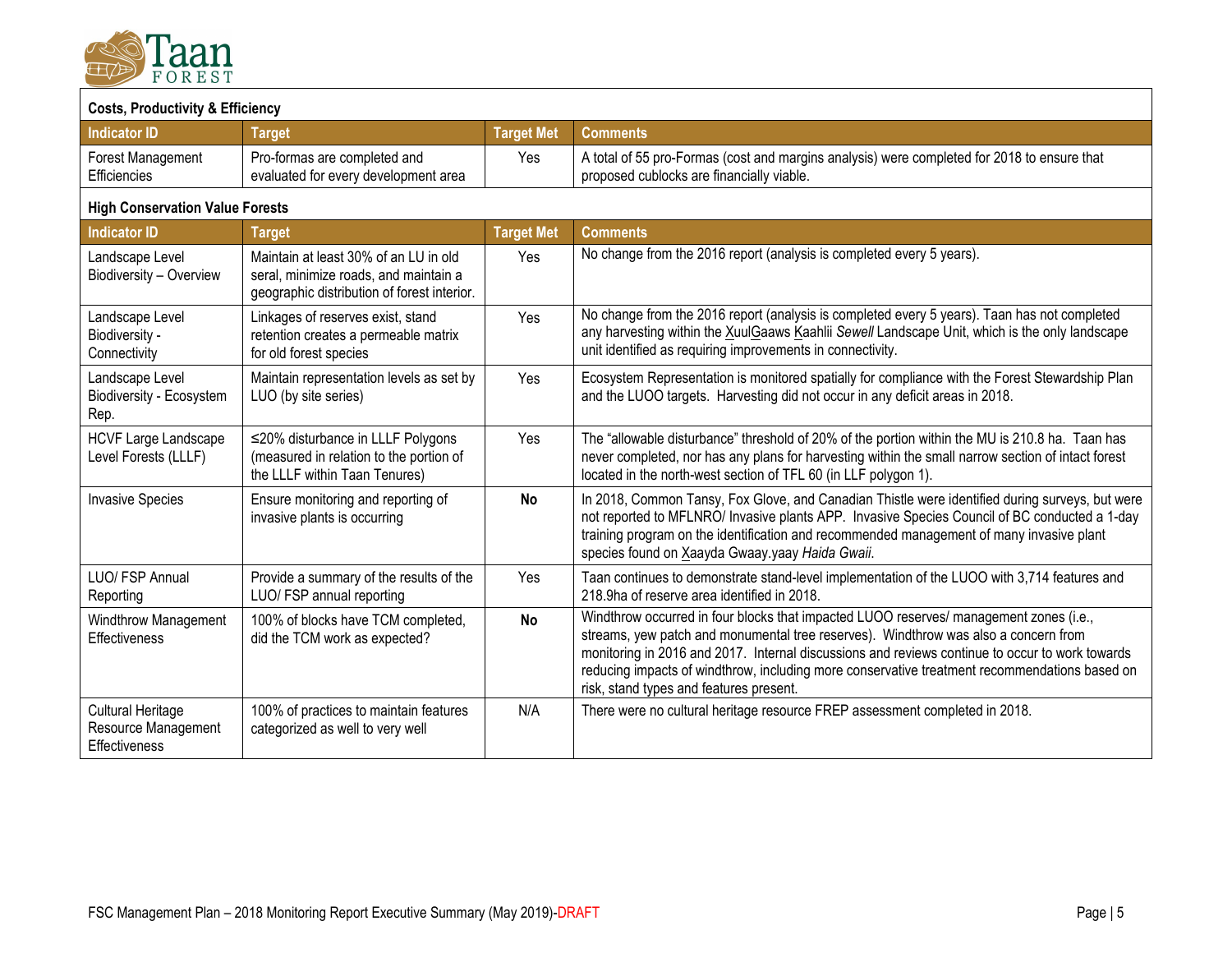**Costs, Productivity & Efficiency**

| Indicator ID | Target | Target Met | Comments |
|---|---|---|---|
| Forest Management Efficiencies | Pro-formas are completed and evaluated for every development area | Yes | A total of 55 pro-Formas (cost and margins analysis) were completed for 2018 to ensure that proposed cublocks are financially viable. |

**High Conservation Value Forests**

| Indicator ID | Target | Target Met | Comments |
|---|---|---|---|
| Landscape Level Biodiversity – Overview | Maintain at least 30% of an LU in old seral, minimize roads, and maintain a geographic distribution of forest interior. | Yes | No change from the 2016 report (analysis is completed every 5 years). |
| Landscape Level Biodiversity - Connectivity | Linkages of reserves exist, stand retention creates a permeable matrix for old forest species | Yes | No change from the 2016 report (analysis is completed every 5 years). Taan has not completed any harvesting within the XuulGaaws Kaahlii *Sewell* Landscape Unit, which is the only landscape unit identified as requiring improvements in connectivity. |
| Landscape Level Biodiversity - Ecosystem Rep. | Maintain representation levels as set by LUO (by site series) | Yes | Ecosystem Representation is monitored spatially for compliance with the Forest Stewardship Plan and the LUOO targets. Harvesting did not occur in any deficit areas in 2018. |
| HCVF Large Landscape Level Forests (LLLF) | ≤20% disturbance in LLLF Polygons (measured in relation to the portion of the LLLF within Taan Tenures) | Yes | The "allowable disturbance" threshold of 20% of the portion within the MU is 210.8 ha. Taan has never completed, nor has any plans for harvesting within the small narrow section of intact forest located in the north-west section of TFL 60 (in LLF polygon 1). |
| Invasive Species | Ensure monitoring and reporting of invasive plants is occurring | **No** | In 2018, Common Tansy, Fox Glove, and Canadian Thistle were identified during surveys, but were not reported to MFLNRO/ Invasive plants APP. Invasive Species Council of BC conducted a 1-day training program on the identification and recommended management of many invasive plant species found on Xaayda Gwaay.yaay *Haida Gwaii*. |
| LUO/ FSP Annual Reporting | Provide a summary of the results of the LUO/ FSP annual reporting | Yes | Taan continues to demonstrate stand-level implementation of the LUOO with 3,714 features and 218.9ha of reserve area identified in 2018. |
| Windthrow Management Effectiveness | 100% of blocks have TCM completed, did the TCM work as expected? | **No** | Windthrow occurred in four blocks that impacted LUOO reserves/ management zones (i.e., streams, yew patch and monumental tree reserves). Windthrow was also a concern from monitoring in 2016 and 2017. Internal discussions and reviews continue to occur to work towards reducing impacts of windthrow, including more conservative treatment recommendations based on risk, stand types and features present. |
| Cultural Heritage Resource Management Effectiveness | 100% of practices to maintain features categorized as well to very well | N/A | There were no cultural heritage resource FREP assessment completed in 2018. |